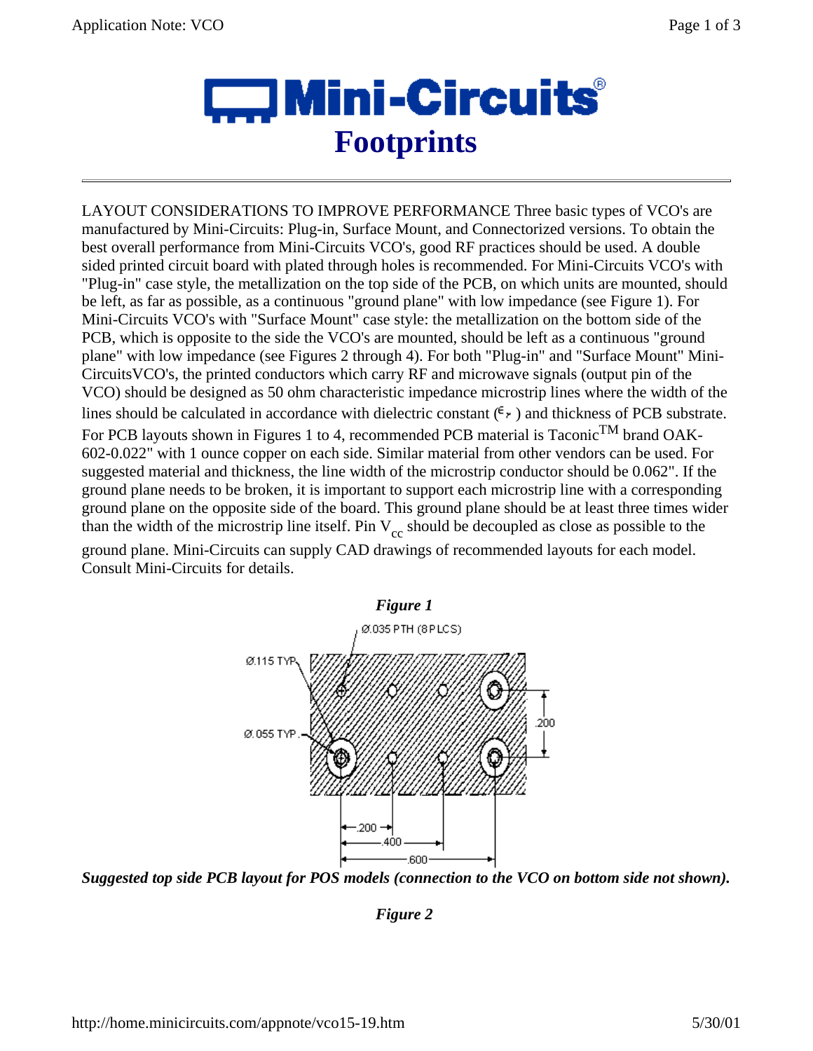# Mini-Circuits

## Footprints

LAYOUT CONSIDERATIONS TO IMPROVE PERFORMANCE Three basic types of VCO's are manufactured by Mini-Circuits: Plug-in, Surface Mount, and Connectorized versions. To obtain the best overall performance from Mini-Circuits VCO's, good RF practices should be used. A double sided printed circuit board with plated through holes is recommended. For Mini-Circuits VCO's with "Plug-in" case style, the metallization on the top side of the PCB, on which units are mounted, should be left, as far as possible, as a continuous "ground plane" with low impedance (see Figure 1). For Mini-Circuits VCO's with "Surface Mount" case style: the metallization on the bottom side of the PCB, which is opposite to the side the VCO's are mounted, should be left as a continuous "ground plane" with low impedance (see Figures 2 through 4). For both "Plug-in" and "Surface Mount" Mini-CircuitsVCO's, the printed conductors which carry RF and microwave signals (output pin of the VCO) should be designed as 50 ohm characteristic impedance microstrip lines where the width of the lines should be calculated in accordance with dielectric constant ($\epsilon_r$) and thickness of PCB substrate. For PCB layouts shown in Figures 1 to 4, recommended PCB material is Taconic[TM] brand OAK-602-0.022" with 1 ounce copper on each side. Similar material from other vendors can be used. For suggested material and thickness, the line width of the microstrip conductor should be 0.062". If the ground plane needs to be broken, it is important to support each microstrip line with a corresponding ground plane on the opposite side of the board. This ground plane should be at least three times wider than the width of the microstrip line itself. Pin $V_{cc}$ should be decoupled as close as possible to the ground plane. Mini-Circuits can supply CAD drawings of recommended layouts for each model. Consult Mini-Circuits for details.

***Figure 1***

Ø.035 PTH (8 PLCS)

Ø.115 TYP.

Ø.055 TYP.

.200

.200

.400

.600

***Suggested top side PCB layout for POS models (connection to the VCO on bottom side not shown).***

***Figure 2***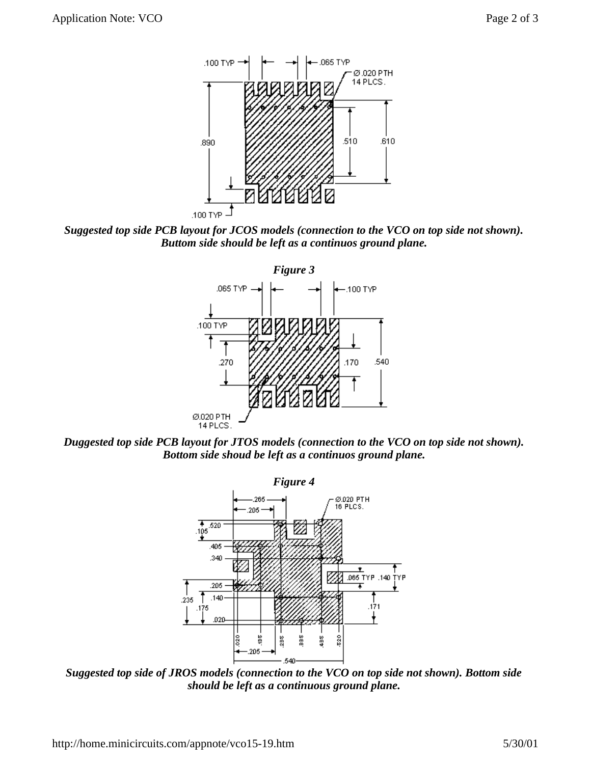*Suggested top side PCB layout for JCOS models (connection to the VCO on top side not shown). Buttom side should be left as a continuos ground plane.*

***Figure 3***

*Duggested top side PCB layout for JTOS models (connection to the VCO on top side not shown). Bottom side shoud be left as a continuos ground plane.*

***Figure 4***

*Suggested top side of JROS models (connection to the VCO on top side not shown). Bottom side should be left as a continuous ground plane.*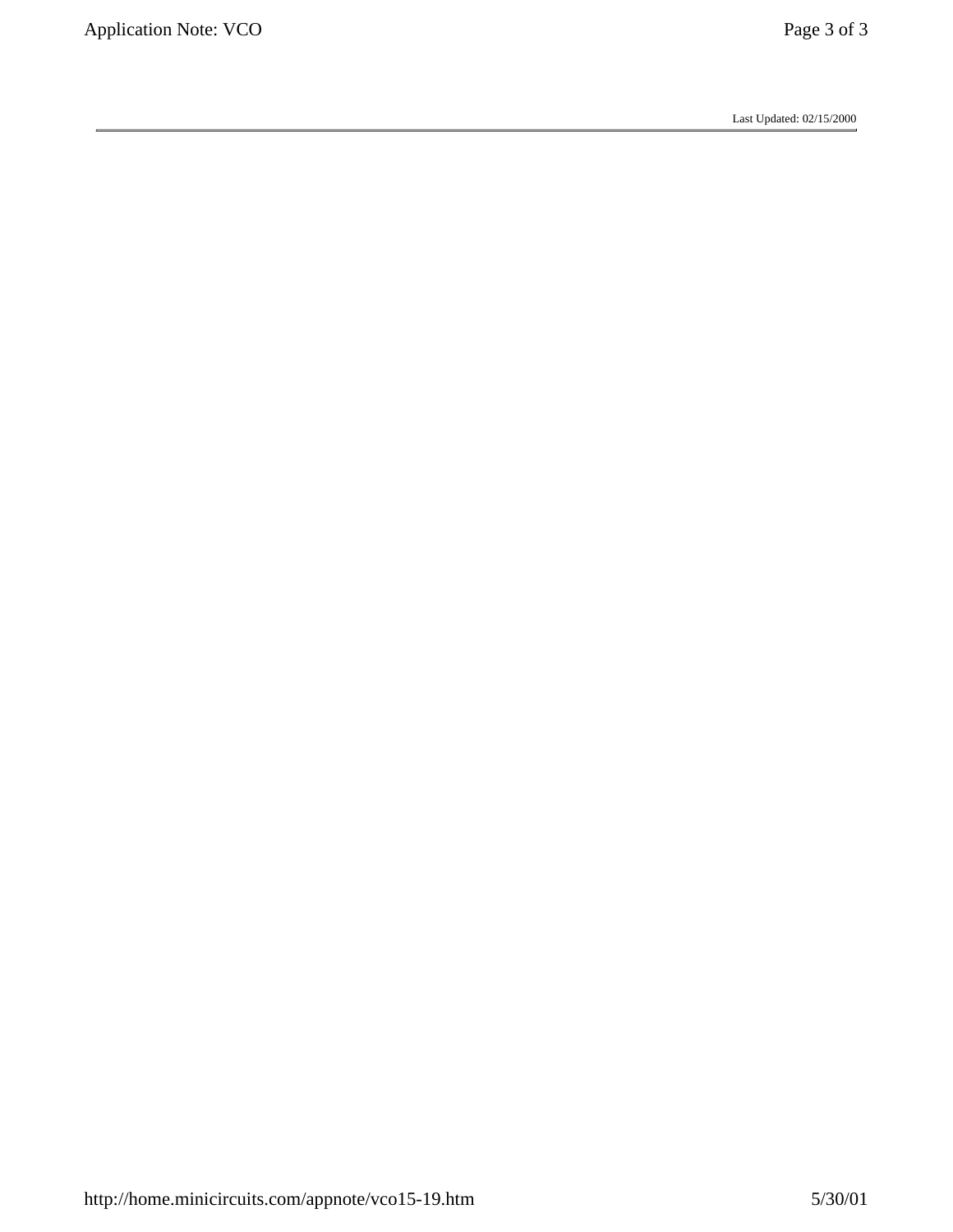Last Updated: 02/15/2000

---